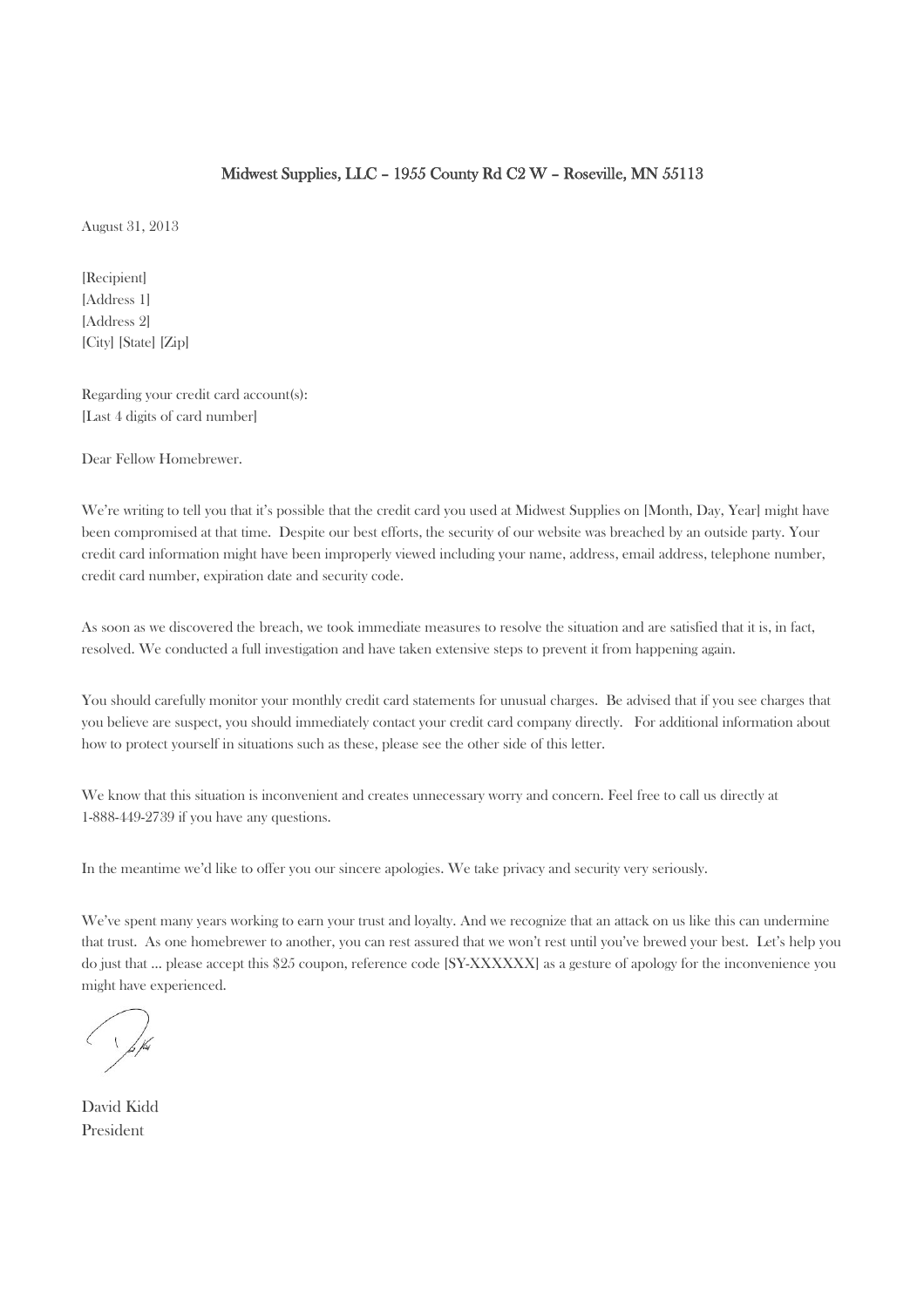Midwest Supplies, LLC – 1955 County Rd C2 W – Roseville, MN 55113

August 31, 2013

[Recipient]
[Address 1]
[Address 2]
[City] [State] [Zip]

Regarding your credit card account(s):
[Last 4 digits of card number]

Dear Fellow Homebrewer.

We're writing to tell you that it's possible that the credit card you used at Midwest Supplies on [Month, Day, Year] might have been compromised at that time. Despite our best efforts, the security of our website was breached by an outside party. Your credit card information might have been improperly viewed including your name, address, email address, telephone number, credit card number, expiration date and security code.

As soon as we discovered the breach, we took immediate measures to resolve the situation and are satisfied that it is, in fact, resolved. We conducted a full investigation and have taken extensive steps to prevent it from happening again.

You should carefully monitor your monthly credit card statements for unusual charges. Be advised that if you see charges that you believe are suspect, you should immediately contact your credit card company directly. For additional information about how to protect yourself in situations such as these, please see the other side of this letter.

We know that this situation is inconvenient and creates unnecessary worry and concern. Feel free to call us directly at 1-888-449-2739 if you have any questions.

In the meantime we'd like to offer you our sincere apologies. We take privacy and security very seriously.

We've spent many years working to earn your trust and loyalty. And we recognize that an attack on us like this can undermine that trust. As one homebrewer to another, you can rest assured that we won't rest until you've brewed your best. Let's help you do just that ... please accept this $25 coupon, reference code [SY-XXXXXX] as a gesture of apology for the inconvenience you might have experienced.

David Kidd
President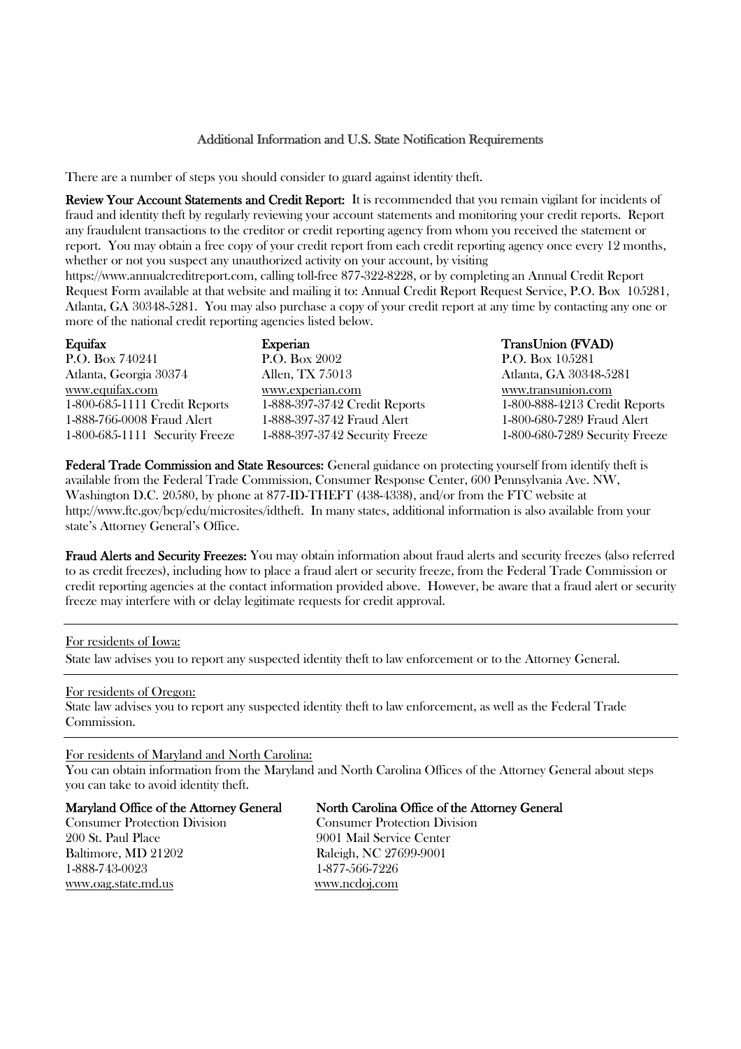## Additional Information and U.S. State Notification Requirements

There are a number of steps you should consider to guard against identity theft.

**Review Your Account Statements and Credit Report:** It is recommended that you remain vigilant for incidents of fraud and identity theft by regularly reviewing your account statements and monitoring your credit reports. Report any fraudulent transactions to the creditor or credit reporting agency from whom you received the statement or report. You may obtain a free copy of your credit report from each credit reporting agency once every 12 months, whether or not you suspect any unauthorized activity on your account, by visiting https://www.annualcreditreport.com, calling toll-free 877-322-8228, or by completing an Annual Credit Report Request Form available at that website and mailing it to: Annual Credit Report Request Service, P.O. Box 105281, Atlanta, GA 30348-5281. You may also purchase a copy of your credit report at any time by contacting any one or more of the national credit reporting agencies listed below.

| **Equifax** | **Experian** | **TransUnion (FVAD)** |
|---|---|---|
| P.O. Box 740241 | P.O. Box 2002 | P.O. Box 105281 |
| Atlanta, Georgia 30374 | Allen, TX 75013 | Atlanta, GA 30348-5281 |
| www.equifax.com | www.experian.com | www.transunion.com |
| 1-800-685-1111 Credit Reports | 1-888-397-3742 Credit Reports | 1-800-888-4213 Credit Reports |
| 1-888-766-0008 Fraud Alert | 1-888-397-3742 Fraud Alert | 1-800-680-7289 Fraud Alert |
| 1-800-685-1111 Security Freeze | 1-888-397-3742 Security Freeze | 1-800-680-7289 Security Freeze |

**Federal Trade Commission and State Resources:** General guidance on protecting yourself from identify theft is available from the Federal Trade Commission, Consumer Response Center, 600 Pennsylvania Ave. NW, Washington D.C. 20580, by phone at 877-ID-THEFT (438-4338), and/or from the FTC website at http://www.ftc.gov/bcp/edu/microsites/idtheft. In many states, additional information is also available from your state's Attorney General's Office.

**Fraud Alerts and Security Freezes:** You may obtain information about fraud alerts and security freezes (also referred to as credit freezes), including how to place a fraud alert or security freeze, from the Federal Trade Commission or credit reporting agencies at the contact information provided above. However, be aware that a fraud alert or security freeze may interfere with or delay legitimate requests for credit approval.

---

For residents of Iowa:

State law advises you to report any suspected identity theft to law enforcement or to the Attorney General.

---

For residents of Oregon:

State law advises you to report any suspected identity theft to law enforcement, as well as the Federal Trade Commission.

---

For residents of Maryland and North Carolina:

You can obtain information from the Maryland and North Carolina Offices of the Attorney General about steps you can take to avoid identity theft.

| **Maryland Office of the Attorney General** | **North Carolina Office of the Attorney General** |
|---|---|
| Consumer Protection Division | Consumer Protection Division |
| 200 St. Paul Place | 9001 Mail Service Center |
| Baltimore, MD 21202 | Raleigh, NC 27699-9001 |
| 1-888-743-0023 | 1-877-566-7226 |
| www.oag.state.md.us | www.ncdoj.com |